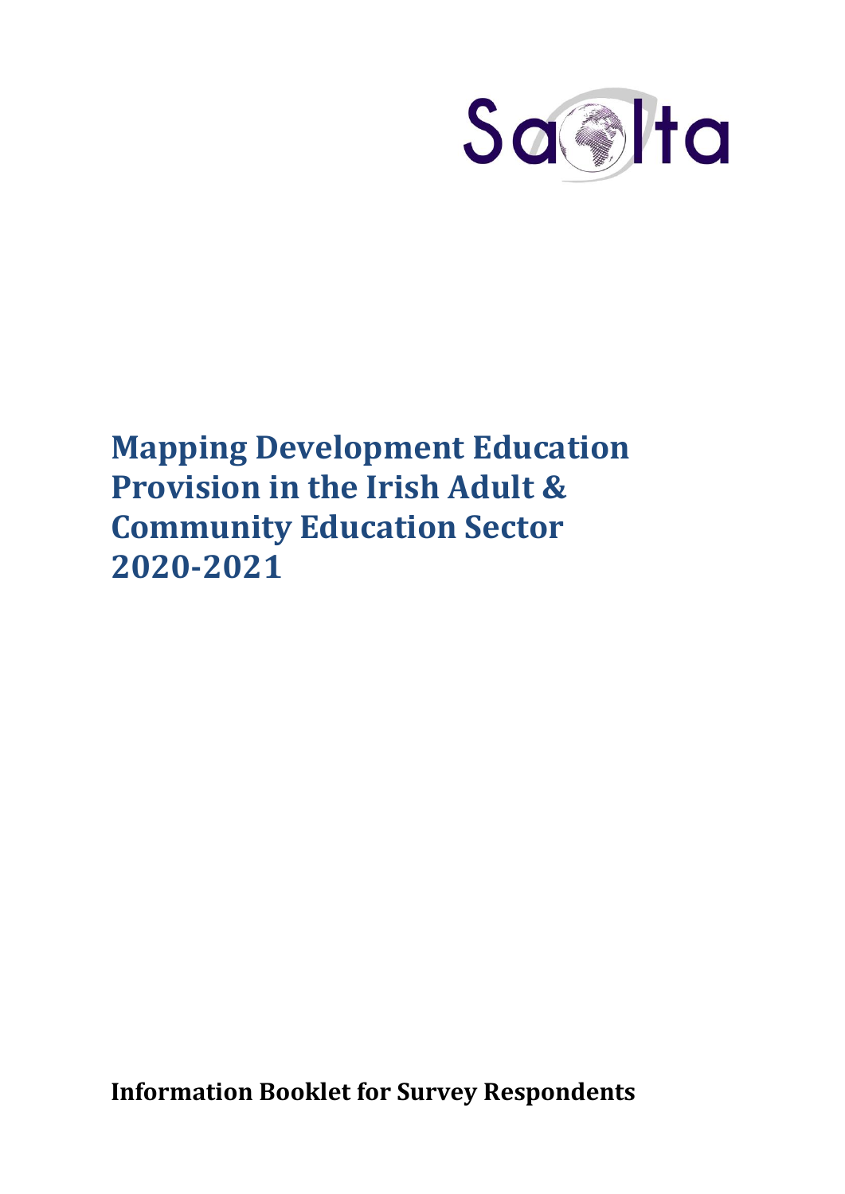Saolta

# Mapping Development Education Provision in the Irish Adult & Community Education Sector 2020-2021

**Information Booklet for Survey Respondents**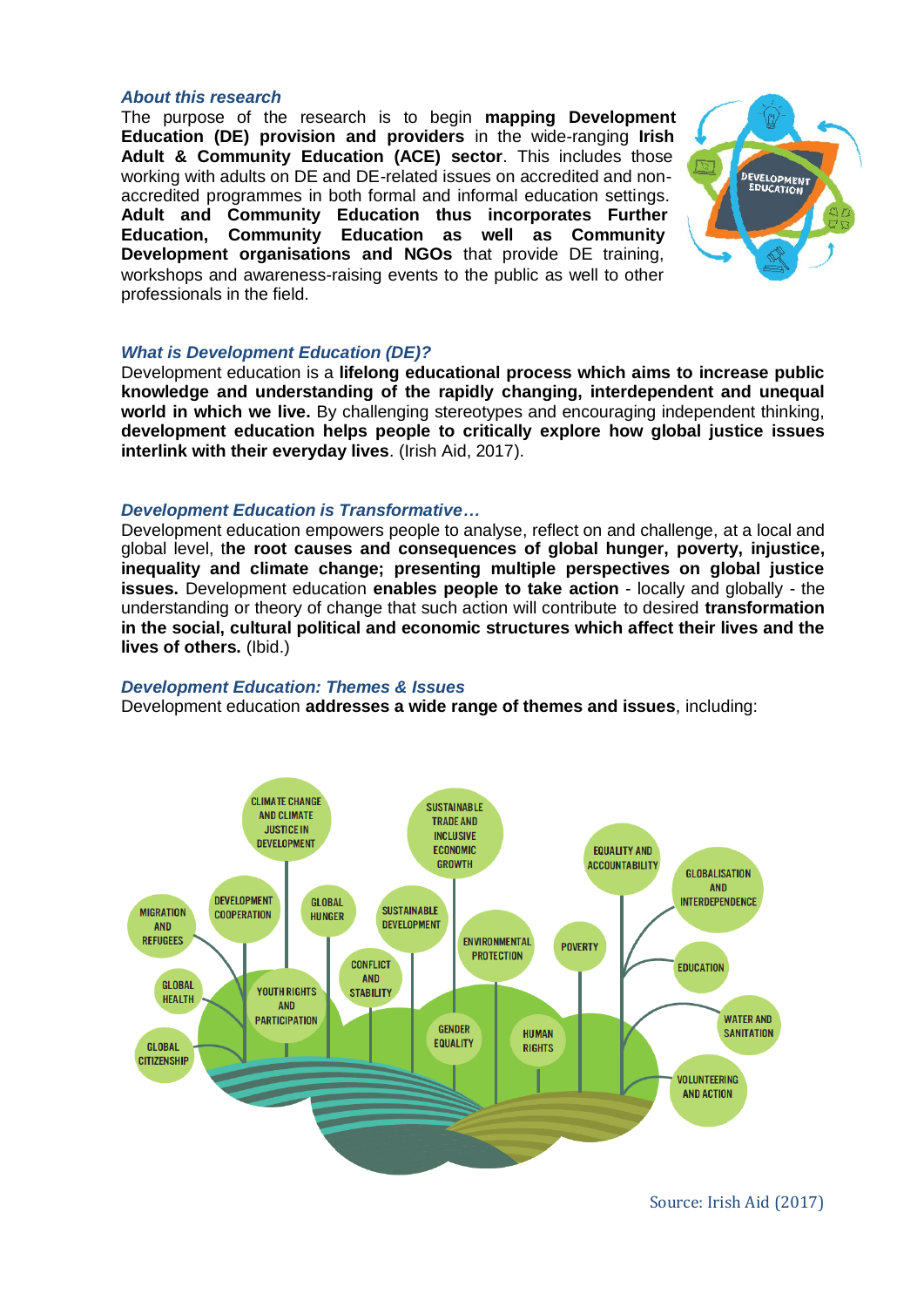### *About this research*

The purpose of the research is to begin **mapping Development Education (DE) provision and providers** in the wide-ranging **Irish Adult & Community Education (ACE) sector**. This includes those working with adults on DE and DE-related issues on accredited and non-accredited programmes in both formal and informal education settings. **Adult and Community Education thus incorporates Further Education, Community Education as well as Community Development organisations and NGOs** that provide DE training, workshops and awareness-raising events to the public as well to other professionals in the field.

### *What is Development Education (DE)?*

Development education is a **lifelong educational process which aims to increase public knowledge and understanding of the rapidly changing, interdependent and unequal world in which we live.** By challenging stereotypes and encouraging independent thinking, **development education helps people to critically explore how global justice issues interlink with their everyday lives**. (Irish Aid, 2017).

### *Development Education is Transformative…*

Development education empowers people to analyse, reflect on and challenge, at a local and global level, t**he root causes and consequences of global hunger, poverty, injustice, inequality and climate change; presenting multiple perspectives on global justice issues.** Development education **enables people to take action** - locally and globally - the understanding or theory of change that such action will contribute to desired **transformation in the social, cultural political and economic structures which affect their lives and the lives of others.** (Ibid.)

### *Development Education: Themes & Issues*

Development education **addresses a wide range of themes and issues**, including:

- Climate Change and Climate Justice in Development
- Sustainable Trade and Inclusive Economic Growth
- Equality and Accountability
- Globalisation and Interdependence
- Migration and Refugees
- Development Cooperation
- Global Hunger
- Sustainable Development
- Environmental Protection
- Poverty
- Education
- Global Health
- Youth Rights and Participation
- Conflict and Stability
- Gender Equality
- Human Rights
- Water and Sanitation
- Global Citizenship
- Volunteering and Action

Source: Irish Aid (2017)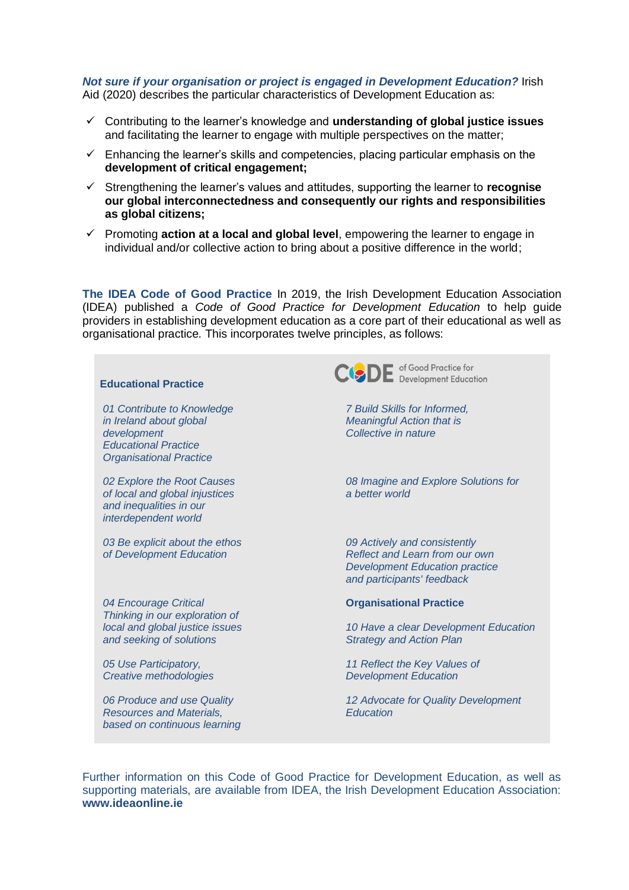***Not sure if your organisation or project is engaged in Development Education?*** Irish Aid (2020) describes the particular characteristics of Development Education as:

- ✓ Contributing to the learner's knowledge and **understanding of global justice issues** and facilitating the learner to engage with multiple perspectives on the matter;
- ✓ Enhancing the learner's skills and competencies, placing particular emphasis on the **development of critical engagement;**
- ✓ Strengthening the learner's values and attitudes, supporting the learner to **recognise our global interconnectedness and consequently our rights and responsibilities as global citizens;**
- ✓ Promoting **action at a local and global level**, empowering the learner to engage in individual and/or collective action to bring about a positive difference in the world;

**The IDEA Code of Good Practice** In 2019, the Irish Development Education Association (IDEA) published a *Code of Good Practice for Development Education* to help guide providers in establishing development education as a core part of their educational as well as organisational practice*.* This incorporates twelve principles, as follows:

CODE of Good Practice for Development Education

**Educational Practice**

*01 Contribute to Knowledge in Ireland about global development*
*Educational Practice*
*Organisational Practice*

*02 Explore the Root Causes of local and global injustices and inequalities in our interdependent world*

*03 Be explicit about the ethos of Development Education*

*04 Encourage Critical Thinking in our exploration of local and global justice issues and seeking of solutions*

*05 Use Participatory, Creative methodologies*

*06 Produce and use Quality Resources and Materials, based on continuous learning*

*7 Build Skills for Informed, Meaningful Action that is Collective in nature*

*08 Imagine and Explore Solutions for a better world*

*09 Actively and consistently Reflect and Learn from our own Development Education practice and participants' feedback*

**Organisational Practice**

*10 Have a clear Development Education Strategy and Action Plan*

*11 Reflect the Key Values of Development Education*

*12 Advocate for Quality Development Education*

Further information on this Code of Good Practice for Development Education, as well as supporting materials, are available from IDEA, the Irish Development Education Association: **www.ideaonline.ie**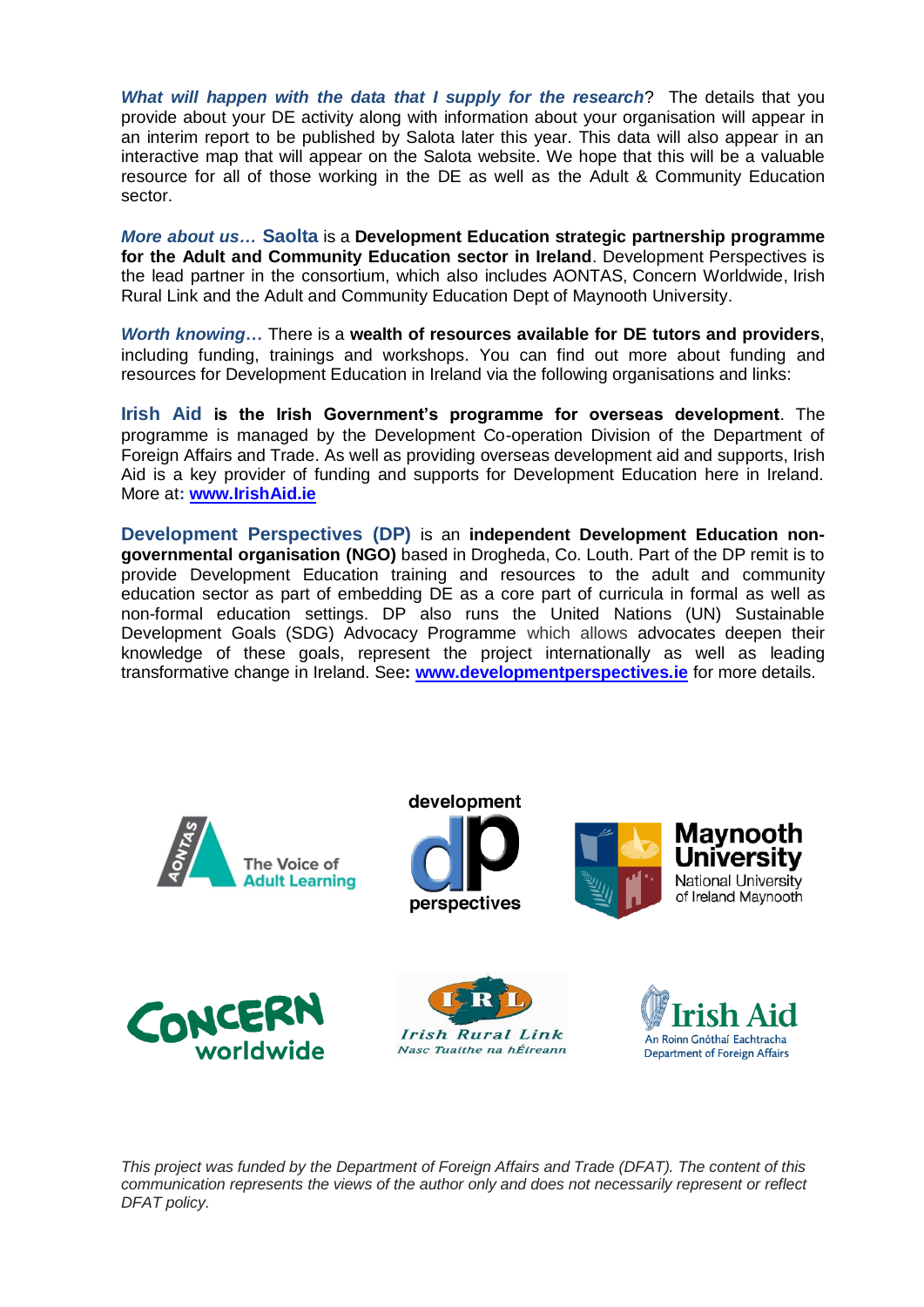***What will happen with the data that I supply for the research***? The details that you provide about your DE activity along with information about your organisation will appear in an interim report to be published by Salota later this year. This data will also appear in an interactive map that will appear on the Salota website. We hope that this will be a valuable resource for all of those working in the DE as well as the Adult & Community Education sector.

***More about us…*** **Saolta** is a **Development Education strategic partnership programme for the Adult and Community Education sector in Ireland**. Development Perspectives is the lead partner in the consortium, which also includes AONTAS, Concern Worldwide, Irish Rural Link and the Adult and Community Education Dept of Maynooth University.

***Worth knowing…*** There is a **wealth of resources available for DE tutors and providers**, including funding, trainings and workshops. You can find out more about funding and resources for Development Education in Ireland via the following organisations and links:

**Irish Aid is the Irish Government's programme for overseas development**. The programme is managed by the Development Co-operation Division of the Department of Foreign Affairs and Trade. As well as providing overseas development aid and supports, Irish Aid is a key provider of funding and supports for Development Education here in Ireland. More at**:** **www.IrishAid.ie**

**Development Perspectives (DP)** is an **independent Development Education non-governmental organisation (NGO)** based in Drogheda, Co. Louth. Part of the DP remit is to provide Development Education training and resources to the adult and community education sector as part of embedding DE as a core part of curricula in formal as well as non-formal education settings. DP also runs the United Nations (UN) Sustainable Development Goals (SDG) Advocacy Programme which allows advocates deepen their knowledge of these goals, represent the project internationally as well as leading transformative change in Ireland. See**:** **www.developmentperspectives.ie** for more details.

AONTAS The Voice of Adult Learning

development perspectives

Maynooth University National University of Ireland Maynooth

Concern worldwide

Irish Rural Link Nasc Tuaithe na hÉireann

Irish Aid An Roinn Gnóthaí Eachtracha Department of Foreign Affairs

*This project was funded by the Department of Foreign Affairs and Trade (DFAT). The content of this communication represents the views of the author only and does not necessarily represent or reflect DFAT policy.*